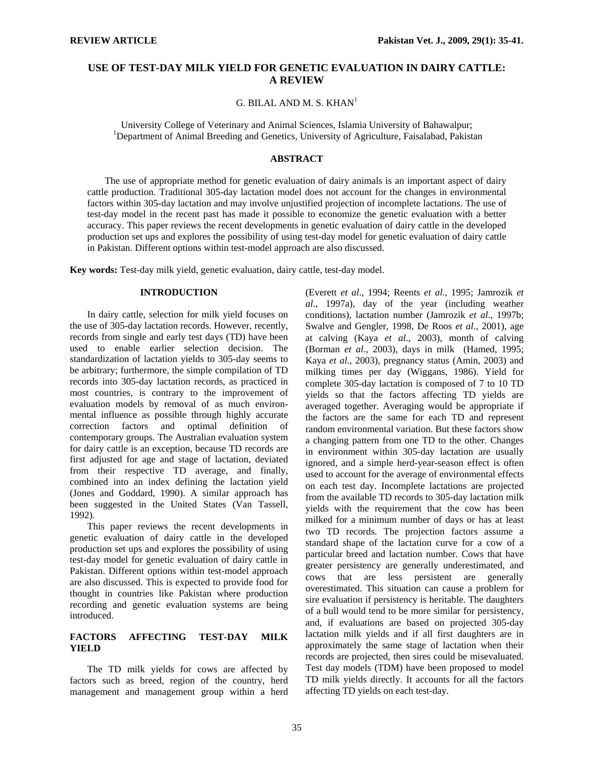REVIEW ARTICLE

# USE OF TEST-DAY MILK YIELD FOR GENETIC EVALUATION IN DAIRY CATTLE: A REVIEW

G. BILAL AND M. S. KHAN[1]

University College of Veterinary and Animal Sciences, Islamia University of Bahawalpur;
[1]Department of Animal Breeding and Genetics, University of Agriculture, Faisalabad, Pakistan

## ABSTRACT

The use of appropriate method for genetic evaluation of dairy animals is an important aspect of dairy cattle production. Traditional 305-day lactation model does not account for the changes in environmental factors within 305-day lactation and may involve unjustified projection of incomplete lactations. The use of test-day model in the recent past has made it possible to economize the genetic evaluation with a better accuracy. This paper reviews the recent developments in genetic evaluation of dairy cattle in the developed production set ups and explores the possibility of using test-day model for genetic evaluation of dairy cattle in Pakistan. Different options within test-model approach are also discussed.

**Key words:** Test-day milk yield, genetic evaluation, dairy cattle, test-day model.

## INTRODUCTION

In dairy cattle, selection for milk yield focuses on the use of 305-day lactation records. However, recently, records from single and early test days (TD) have been used to enable earlier selection decision. The standardization of lactation yields to 305-day seems to be arbitrary; furthermore, the simple compilation of TD records into 305-day lactation records, as practiced in most countries, is contrary to the improvement of evaluation models by removal of as much environmental influence as possible through highly accurate correction factors and optimal definition of contemporary groups. The Australian evaluation system for dairy cattle is an exception, because TD records are first adjusted for age and stage of lactation, deviated from their respective TD average, and finally, combined into an index defining the lactation yield (Jones and Goddard, 1990). A similar approach has been suggested in the United States (Van Tassell, 1992).

This paper reviews the recent developments in genetic evaluation of dairy cattle in the developed production set ups and explores the possibility of using test-day model for genetic evaluation of dairy cattle in Pakistan. Different options within test-model approach are also discussed. This is expected to provide food for thought in countries like Pakistan where production recording and genetic evaluation systems are being introduced.

## FACTORS AFFECTING TEST-DAY MILK YIELD

The TD milk yields for cows are affected by factors such as breed, region of the country, herd management and management group within a herd (Everett *et al*., 1994; Reents *et al*., 1995; Jamrozik *et al*., 1997a), day of the year (including weather conditions), lactation number (Jamrozik *et al*., 1997b; Swalve and Gengler, 1998, De Roos *et al*., 2001), age at calving (Kaya *et al*., 2003), month of calving (Borman *et al*., 2003), days in milk (Hamed, 1995; Kaya *et al*., 2003), pregnancy status (Amin, 2003) and milking times per day (Wiggans, 1986). Yield for complete 305-day lactation is composed of 7 to 10 TD yields so that the factors affecting TD yields are averaged together. Averaging would be appropriate if the factors are the same for each TD and represent random environmental variation. But these factors show a changing pattern from one TD to the other. Changes in environment within 305-day lactation are usually ignored, and a simple herd-year-season effect is often used to account for the average of environmental effects on each test day. Incomplete lactations are projected from the available TD records to 305-day lactation milk yields with the requirement that the cow has been milked for a minimum number of days or has at least two TD records. The projection factors assume a standard shape of the lactation curve for a cow of a particular breed and lactation number. Cows that have greater persistency are generally underestimated, and cows that are less persistent are generally overestimated. This situation can cause a problem for sire evaluation if persistency is heritable. The daughters of a bull would tend to be more similar for persistency, and, if evaluations are based on projected 305-day lactation milk yields and if all first daughters are in approximately the same stage of lactation when their records are projected, then sires could be misevaluated. Test day models (TDM) have been proposed to model TD milk yields directly. It accounts for all the factors affecting TD yields on each test-day.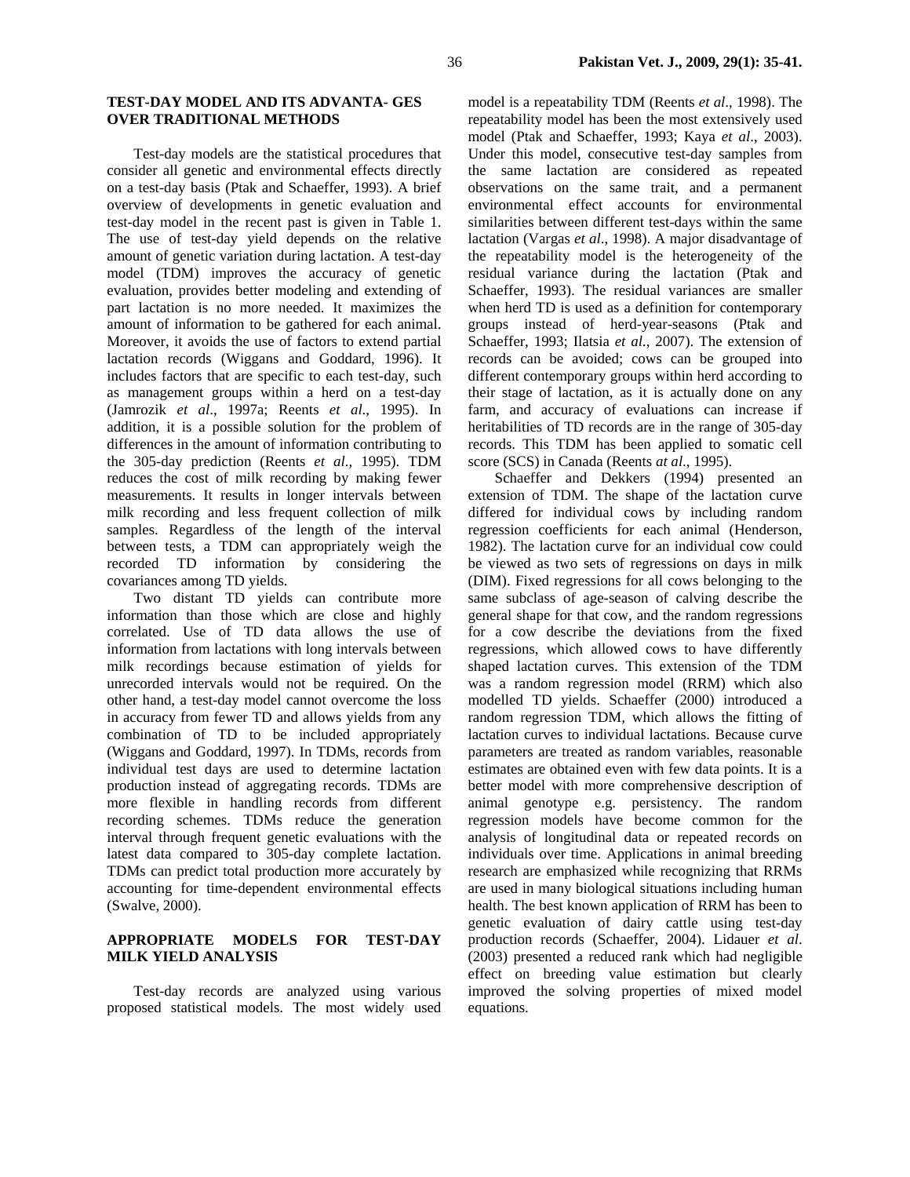## TEST-DAY MODEL AND ITS ADVANTA- GES OVER TRADITIONAL METHODS

Test-day models are the statistical procedures that consider all genetic and environmental effects directly on a test-day basis (Ptak and Schaeffer, 1993). A brief overview of developments in genetic evaluation and test-day model in the recent past is given in Table 1. The use of test-day yield depends on the relative amount of genetic variation during lactation. A test-day model (TDM) improves the accuracy of genetic evaluation, provides better modeling and extending of part lactation is no more needed. It maximizes the amount of information to be gathered for each animal. Moreover, it avoids the use of factors to extend partial lactation records (Wiggans and Goddard, 1996). It includes factors that are specific to each test-day, such as management groups within a herd on a test-day (Jamrozik *et al*., 1997a; Reents *et al*., 1995). In addition, it is a possible solution for the problem of differences in the amount of information contributing to the 305-day prediction (Reents *et al*., 1995). TDM reduces the cost of milk recording by making fewer measurements. It results in longer intervals between milk recording and less frequent collection of milk samples. Regardless of the length of the interval between tests, a TDM can appropriately weigh the recorded TD information by considering the covariances among TD yields.

Two distant TD yields can contribute more information than those which are close and highly correlated. Use of TD data allows the use of information from lactations with long intervals between milk recordings because estimation of yields for unrecorded intervals would not be required. On the other hand, a test-day model cannot overcome the loss in accuracy from fewer TD and allows yields from any combination of TD to be included appropriately (Wiggans and Goddard, 1997). In TDMs, records from individual test days are used to determine lactation production instead of aggregating records. TDMs are more flexible in handling records from different recording schemes. TDMs reduce the generation interval through frequent genetic evaluations with the latest data compared to 305-day complete lactation. TDMs can predict total production more accurately by accounting for time-dependent environmental effects (Swalve, 2000).

## APPROPRIATE MODELS FOR TEST-DAY MILK YIELD ANALYSIS

Test-day records are analyzed using various proposed statistical models. The most widely used model is a repeatability TDM (Reents *et al*., 1998). The repeatability model has been the most extensively used model (Ptak and Schaeffer, 1993; Kaya *et al*., 2003). Under this model, consecutive test-day samples from the same lactation are considered as repeated observations on the same trait, and a permanent environmental effect accounts for environmental similarities between different test-days within the same lactation (Vargas *et al*., 1998). A major disadvantage of the repeatability model is the heterogeneity of the residual variance during the lactation (Ptak and Schaeffer, 1993). The residual variances are smaller when herd TD is used as a definition for contemporary groups instead of herd-year-seasons (Ptak and Schaeffer, 1993; Ilatsia *et al.*, 2007). The extension of records can be avoided; cows can be grouped into different contemporary groups within herd according to their stage of lactation, as it is actually done on any farm, and accuracy of evaluations can increase if heritabilities of TD records are in the range of 305-day records. This TDM has been applied to somatic cell score (SCS) in Canada (Reents *at al*., 1995).

Schaeffer and Dekkers (1994) presented an extension of TDM. The shape of the lactation curve differed for individual cows by including random regression coefficients for each animal (Henderson, 1982). The lactation curve for an individual cow could be viewed as two sets of regressions on days in milk (DIM). Fixed regressions for all cows belonging to the same subclass of age-season of calving describe the general shape for that cow, and the random regressions for a cow describe the deviations from the fixed regressions, which allowed cows to have differently shaped lactation curves. This extension of the TDM was a random regression model (RRM) which also modelled TD yields. Schaeffer (2000) introduced a random regression TDM, which allows the fitting of lactation curves to individual lactations. Because curve parameters are treated as random variables, reasonable estimates are obtained even with few data points. It is a better model with more comprehensive description of animal genotype e.g. persistency. The random regression models have become common for the analysis of longitudinal data or repeated records on individuals over time. Applications in animal breeding research are emphasized while recognizing that RRMs are used in many biological situations including human health. The best known application of RRM has been to genetic evaluation of dairy cattle using test-day production records (Schaeffer, 2004). Lidauer *et al*. (2003) presented a reduced rank which had negligible effect on breeding value estimation but clearly improved the solving properties of mixed model equations.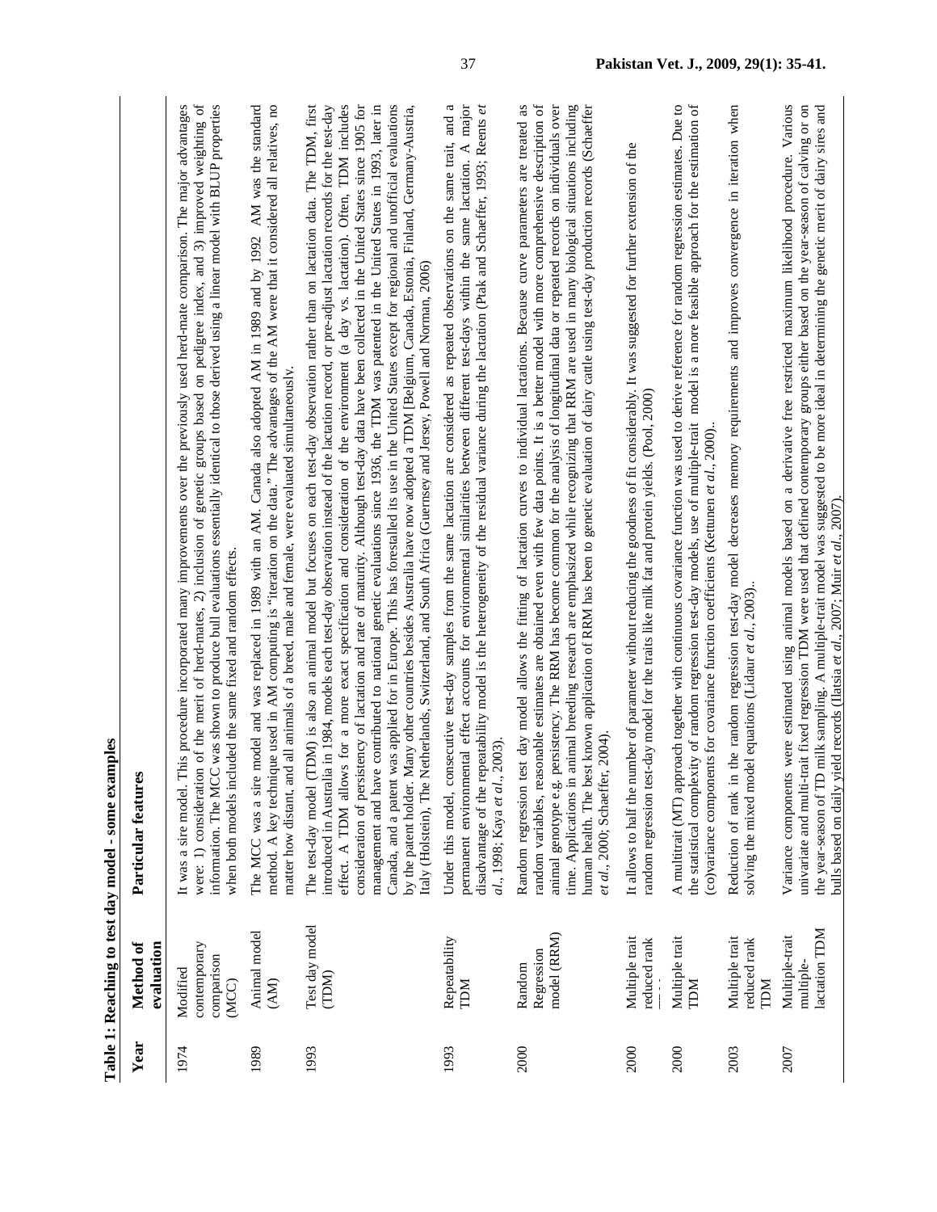**Table 1: Reaching to test day model - some examples**

| Year | Method of evaluation | Particular features |
| --- | --- | --- |
| 1974 | Modified contemporary comparison (MCC) | It was a sire model. This procedure incorporated many improvements over the previously used herd-mate comparison. The major advantages were: 1) consideration of the merit of herd-mates, 2) inclusion of genetic groups based on pedigree index, and 3) improved weighting of information. The MCC was shown to produce bull evaluations essentially identical to those derived using a linear model with BLUP properties when both models included the same fixed and random effects. |
| 1989 | Animal model (AM) | The MCC was a sire model and was replaced in 1989 with an AM. Canada also adopted AM in 1989 and by 1992 AM was the standard method. A key technique used in AM computing is "iteration on the data." The advantages of the AM were that it considered all relatives, no matter how distant, and all animals of a breed, male and female, were evaluated simultaneously. |
| 1993 | Test day model (TDM) | The test-day model (TDM) is also an animal model but focuses on each test-day observation rather than on lactation data. The TDM, first introduced in Australia in 1984, models each test-day observation instead of the lactation record, or pre-adjust lactation records for the test-day effect. A TDM allows for a more exact specification and consideration of the environment (a day vs. lactation). Often, TDM includes consideration of persistency of lactation and rate of maturity. Although test-day data have been collected in the United States since 1905 for management and have contributed to national genetic evaluations since 1936, the TDM was patented in the United States in 1993, later in Canada, and a patent was applied for in Europe. This has forestalled its use in the United States except for regional and unofficial evaluations by the patent holder. Many other countries besides Australia have now adopted a TDM [Belgium, Canada, Estonia, Finland, Germany-Austria, Italy (Holstein), The Netherlands, Switzerland, and South Africa (Guernsey and Jersey, Powell and Norman, 2006) |
| 1993 | Repeatability TDM | Under this model, consecutive test-day samples from the same lactation are considered as repeated observations on the same trait, and a permanent environmental effect accounts for environmental similarities between different test-days within the same lactation. A major disadvantage of the repeatability model is the heterogeneity of the residual variance during the lactation (Ptak and Schaeffer, 1993; Reents *et al.*, 1998; Kaya *et al.*, 2003). |
| 2000 | Random Regression model (RRM) | Random regression test day model allows the fitting of lactation curves to individual lactations. Because curve parameters are treated as random variables, reasonable estimates are obtained even with few data points. It is a better model with more comprehensive description of animal genotype e.g. persistency. The RRM has become common for the analysis of longitudinal data or repeated records on individuals over time. Applications in animal breeding research are emphasized while recognizing that RRM are used in many biological situations including human health. The best known application of RRM has been to genetic evaluation of dairy cattle using test-day production records (Schaeffer *et al.*, 2000; Schaeffer, 2004). |
| 2000 | Multiple trait reduced rank | It allows to half the number of parameter without reducing the goodness of fit considerably. It was suggested for further extension of the random regression test-day model for the traits like milk fat and protein yields. (Pool, 2000) |
| 2000 | Multiple trait TDM | A mulitrait (MT) approach together with continuous covariance function was used to derive reference for random regression estimates. Due to the statistical complexity of random regression test-day models, use of multiple-trait model is a more feasible approach for the estimation of (co)variance components for covariance function coefficients (Kettunen *et al.*, 2000). |
| 2003 | Multiple trait reduced rank TDM | Reduction of rank in the random regression test-day model decreases memory requirements and improves convergence in iteration when solving the mixed model equations (Lidaur *et al.*, 2003). |
| 2007 | Multiple-trait multiple-lactation TDM | Variance components were estimated using animal models based on a derivative free restricted maximum likelihood procedure. Various univariate and multi-trait fixed regression TDM were used that defined contemporary groups either based on the year-season of calving or on the year-season of TD milk sampling. A multiple-trait model was suggested to be more ideal in determining the genetic merit of dairy sires and bulls based on daily yield records (Ilatsia *et al.*, 2007; Muir *et al.*, 2007). |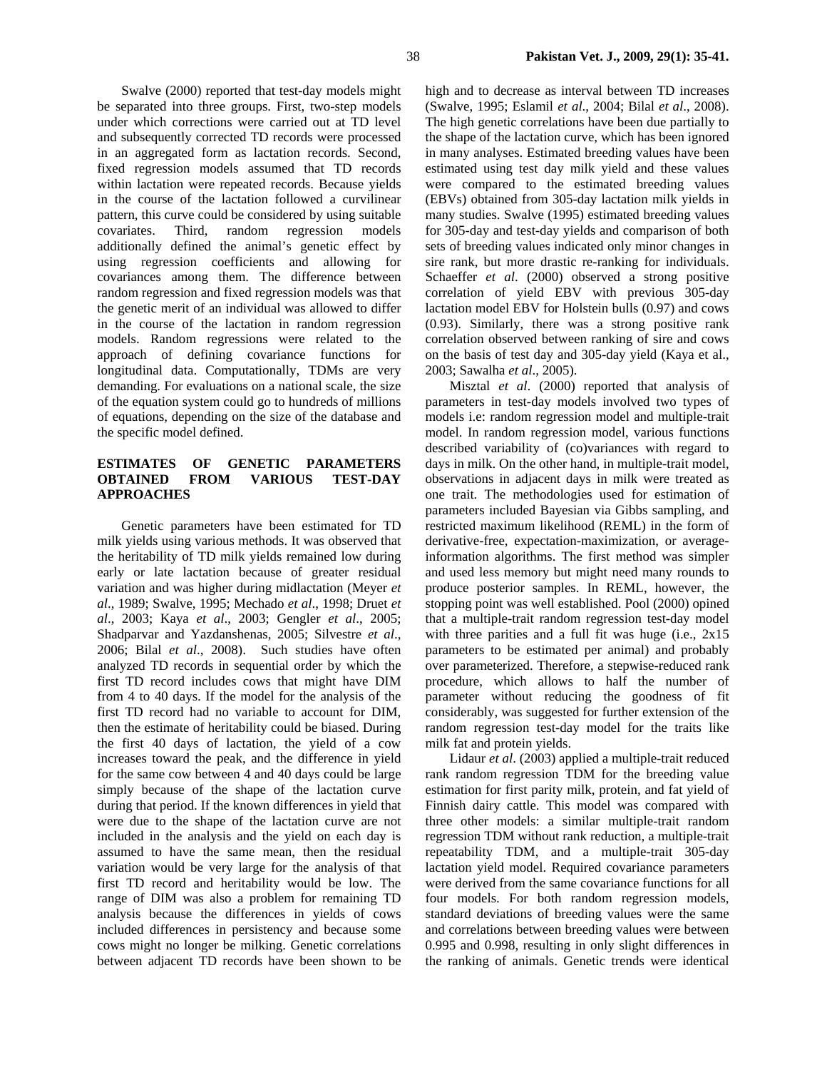Swalve (2000) reported that test-day models might be separated into three groups. First, two-step models under which corrections were carried out at TD level and subsequently corrected TD records were processed in an aggregated form as lactation records. Second, fixed regression models assumed that TD records within lactation were repeated records. Because yields in the course of the lactation followed a curvilinear pattern, this curve could be considered by using suitable covariates. Third, random regression models additionally defined the animal's genetic effect by using regression coefficients and allowing for covariances among them. The difference between random regression and fixed regression models was that the genetic merit of an individual was allowed to differ in the course of the lactation in random regression models. Random regressions were related to the approach of defining covariance functions for longitudinal data. Computationally, TDMs are very demanding. For evaluations on a national scale, the size of the equation system could go to hundreds of millions of equations, depending on the size of the database and the specific model defined.

## ESTIMATES OF GENETIC PARAMETERS OBTAINED FROM VARIOUS TEST-DAY APPROACHES

Genetic parameters have been estimated for TD milk yields using various methods. It was observed that the heritability of TD milk yields remained low during early or late lactation because of greater residual variation and was higher during midlactation (Meyer *et al*., 1989; Swalve, 1995; Mechado *et al*., 1998; Druet *et al*., 2003; Kaya *et al*., 2003; Gengler *et al*., 2005; Shadparvar and Yazdanshenas, 2005; Silvestre *et al*., 2006; Bilal *et al*., 2008). Such studies have often analyzed TD records in sequential order by which the first TD record includes cows that might have DIM from 4 to 40 days. If the model for the analysis of the first TD record had no variable to account for DIM, then the estimate of heritability could be biased. During the first 40 days of lactation, the yield of a cow increases toward the peak, and the difference in yield for the same cow between 4 and 40 days could be large simply because of the shape of the lactation curve during that period. If the known differences in yield that were due to the shape of the lactation curve are not included in the analysis and the yield on each day is assumed to have the same mean, then the residual variation would be very large for the analysis of that first TD record and heritability would be low. The range of DIM was also a problem for remaining TD analysis because the differences in yields of cows included differences in persistency and because some cows might no longer be milking. Genetic correlations between adjacent TD records have been shown to be high and to decrease as interval between TD increases (Swalve, 1995; Eslamil *et al*., 2004; Bilal *et al*., 2008). The high genetic correlations have been due partially to the shape of the lactation curve, which has been ignored in many analyses. Estimated breeding values have been estimated using test day milk yield and these values were compared to the estimated breeding values (EBVs) obtained from 305-day lactation milk yields in many studies. Swalve (1995) estimated breeding values for 305-day and test-day yields and comparison of both sets of breeding values indicated only minor changes in sire rank, but more drastic re-ranking for individuals. Schaeffer *et al*. (2000) observed a strong positive correlation of yield EBV with previous 305-day lactation model EBV for Holstein bulls (0.97) and cows (0.93). Similarly, there was a strong positive rank correlation observed between ranking of sire and cows on the basis of test day and 305-day yield (Kaya et al., 2003; Sawalha *et al*., 2005).

Misztal *et al*. (2000) reported that analysis of parameters in test-day models involved two types of models i.e: random regression model and multiple-trait model. In random regression model, various functions described variability of (co)variances with regard to days in milk. On the other hand, in multiple-trait model, observations in adjacent days in milk were treated as one trait. The methodologies used for estimation of parameters included Bayesian via Gibbs sampling, and restricted maximum likelihood (REML) in the form of derivative-free, expectation-maximization, or average-information algorithms. The first method was simpler and used less memory but might need many rounds to produce posterior samples. In REML, however, the stopping point was well established. Pool (2000) opined that a multiple-trait random regression test-day model with three parities and a full fit was huge (i.e., 2x15 parameters to be estimated per animal) and probably over parameterized. Therefore, a stepwise-reduced rank procedure, which allows to half the number of parameter without reducing the goodness of fit considerably, was suggested for further extension of the random regression test-day model for the traits like milk fat and protein yields.

Lidaur *et al*. (2003) applied a multiple-trait reduced rank random regression TDM for the breeding value estimation for first parity milk, protein, and fat yield of Finnish dairy cattle. This model was compared with three other models: a similar multiple-trait random regression TDM without rank reduction, a multiple-trait repeatability TDM, and a multiple-trait 305-day lactation yield model. Required covariance parameters were derived from the same covariance functions for all four models. For both random regression models, standard deviations of breeding values were the same and correlations between breeding values were between 0.995 and 0.998, resulting in only slight differences in the ranking of animals. Genetic trends were identical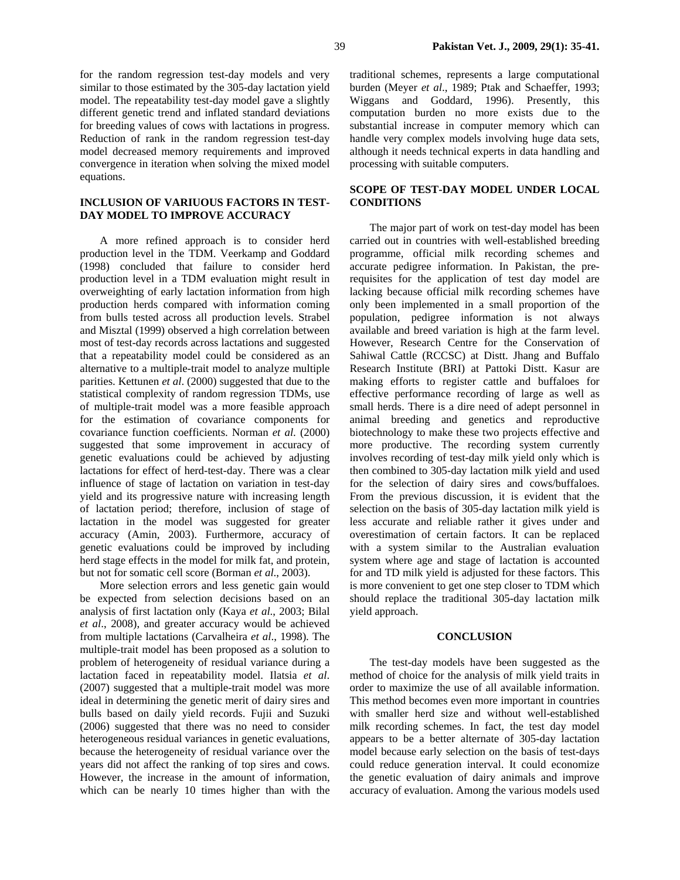for the random regression test-day models and very similar to those estimated by the 305-day lactation yield model. The repeatability test-day model gave a slightly different genetic trend and inflated standard deviations for breeding values of cows with lactations in progress. Reduction of rank in the random regression test-day model decreased memory requirements and improved convergence in iteration when solving the mixed model equations.

## INCLUSION OF VARIUOUS FACTORS IN TEST-DAY MODEL TO IMPROVE ACCURACY

A more refined approach is to consider herd production level in the TDM. Veerkamp and Goddard (1998) concluded that failure to consider herd production level in a TDM evaluation might result in overweighting of early lactation information from high production herds compared with information coming from bulls tested across all production levels. Strabel and Misztal (1999) observed a high correlation between most of test-day records across lactations and suggested that a repeatability model could be considered as an alternative to a multiple-trait model to analyze multiple parities. Kettunen *et al*. (2000) suggested that due to the statistical complexity of random regression TDMs, use of multiple-trait model was a more feasible approach for the estimation of covariance components for covariance function coefficients. Norman *et al.* (2000) suggested that some improvement in accuracy of genetic evaluations could be achieved by adjusting lactations for effect of herd-test-day. There was a clear influence of stage of lactation on variation in test-day yield and its progressive nature with increasing length of lactation period; therefore, inclusion of stage of lactation in the model was suggested for greater accuracy (Amin, 2003). Furthermore, accuracy of genetic evaluations could be improved by including herd stage effects in the model for milk fat, and protein, but not for somatic cell score (Borman *et al*., 2003).

More selection errors and less genetic gain would be expected from selection decisions based on an analysis of first lactation only (Kaya *et al*., 2003; Bilal *et al*., 2008), and greater accuracy would be achieved from multiple lactations (Carvalheira *et al*., 1998)*.* The multiple-trait model has been proposed as a solution to problem of heterogeneity of residual variance during a lactation faced in repeatability model. Ilatsia *et al*. (2007) suggested that a multiple-trait model was more ideal in determining the genetic merit of dairy sires and bulls based on daily yield records. Fujii and Suzuki (2006) suggested that there was no need to consider heterogeneous residual variances in genetic evaluations, because the heterogeneity of residual variance over the years did not affect the ranking of top sires and cows. However, the increase in the amount of information, which can be nearly 10 times higher than with the traditional schemes, represents a large computational burden (Meyer *et al*., 1989; Ptak and Schaeffer, 1993; Wiggans and Goddard, 1996). Presently, this computation burden no more exists due to the substantial increase in computer memory which can handle very complex models involving huge data sets, although it needs technical experts in data handling and processing with suitable computers.

## SCOPE OF TEST-DAY MODEL UNDER LOCAL CONDITIONS

The major part of work on test-day model has been carried out in countries with well-established breeding programme, official milk recording schemes and accurate pedigree information. In Pakistan, the pre-requisites for the application of test day model are lacking because official milk recording schemes have only been implemented in a small proportion of the population, pedigree information is not always available and breed variation is high at the farm level. However, Research Centre for the Conservation of Sahiwal Cattle (RCCSC) at Distt. Jhang and Buffalo Research Institute (BRI) at Pattoki Distt. Kasur are making efforts to register cattle and buffaloes for effective performance recording of large as well as small herds. There is a dire need of adept personnel in animal breeding and genetics and reproductive biotechnology to make these two projects effective and more productive. The recording system currently involves recording of test-day milk yield only which is then combined to 305-day lactation milk yield and used for the selection of dairy sires and cows/buffaloes. From the previous discussion, it is evident that the selection on the basis of 305-day lactation milk yield is less accurate and reliable rather it gives under and overestimation of certain factors. It can be replaced with a system similar to the Australian evaluation system where age and stage of lactation is accounted for and TD milk yield is adjusted for these factors. This is more convenient to get one step closer to TDM which should replace the traditional 305-day lactation milk yield approach.

## CONCLUSION

The test-day models have been suggested as the method of choice for the analysis of milk yield traits in order to maximize the use of all available information. This method becomes even more important in countries with smaller herd size and without well-established milk recording schemes. In fact, the test day model appears to be a better alternate of 305-day lactation model because early selection on the basis of test-days could reduce generation interval. It could economize the genetic evaluation of dairy animals and improve accuracy of evaluation. Among the various models used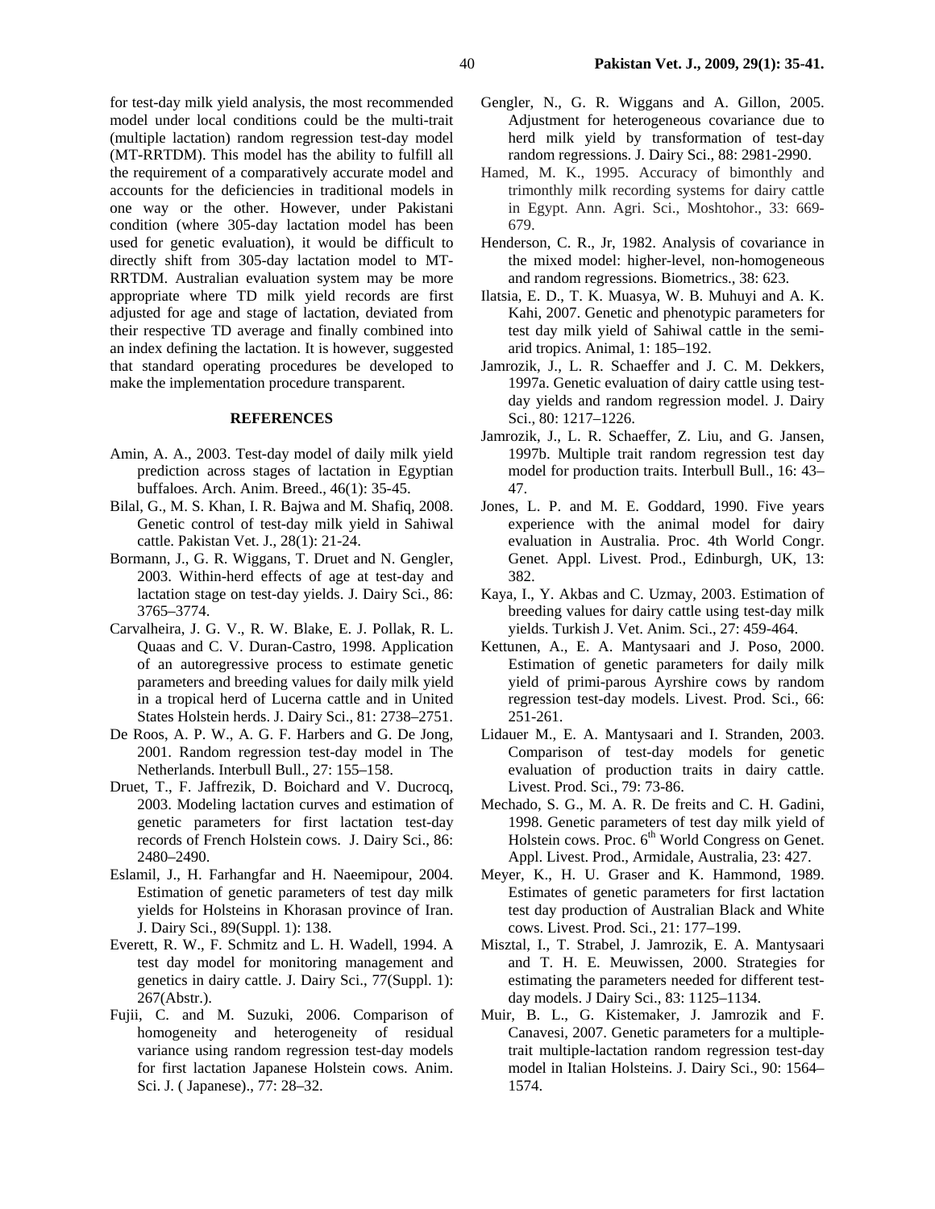for test-day milk yield analysis, the most recommended model under local conditions could be the multi-trait (multiple lactation) random regression test-day model (MT-RRTDM). This model has the ability to fulfill all the requirement of a comparatively accurate model and accounts for the deficiencies in traditional models in one way or the other. However, under Pakistani condition (where 305-day lactation model has been used for genetic evaluation), it would be difficult to directly shift from 305-day lactation model to MT-RRTDM. Australian evaluation system may be more appropriate where TD milk yield records are first adjusted for age and stage of lactation, deviated from their respective TD average and finally combined into an index defining the lactation. It is however, suggested that standard operating procedures be developed to make the implementation procedure transparent.

## REFERENCES

- Amin, A. A., 2003. Test-day model of daily milk yield prediction across stages of lactation in Egyptian buffaloes. Arch. Anim. Breed., 46(1): 35-45.
- Bilal, G., M. S. Khan, I. R. Bajwa and M. Shafiq, 2008. Genetic control of test-day milk yield in Sahiwal cattle. Pakistan Vet. J., 28(1): 21-24.
- Bormann, J., G. R. Wiggans, T. Druet and N. Gengler, 2003. Within-herd effects of age at test-day and lactation stage on test-day yields. J. Dairy Sci., 86: 3765–3774.
- Carvalheira, J. G. V., R. W. Blake, E. J. Pollak, R. L. Quaas and C. V. Duran-Castro, 1998. Application of an autoregressive process to estimate genetic parameters and breeding values for daily milk yield in a tropical herd of Lucerna cattle and in United States Holstein herds. J. Dairy Sci., 81: 2738–2751.
- De Roos, A. P. W., A. G. F. Harbers and G. De Jong, 2001. Random regression test-day model in The Netherlands. Interbull Bull., 27: 155–158.
- Druet, T., F. Jaffrezik, D. Boichard and V. Ducrocq, 2003. Modeling lactation curves and estimation of genetic parameters for first lactation test-day records of French Holstein cows. J. Dairy Sci., 86: 2480–2490.
- Eslamil, J., H. Farhangfar and H. Naeemipour, 2004. Estimation of genetic parameters of test day milk yields for Holsteins in Khorasan province of Iran. J. Dairy Sci., 89(Suppl. 1): 138.
- Everett, R. W., F. Schmitz and L. H. Wadell, 1994. A test day model for monitoring management and genetics in dairy cattle. J. Dairy Sci., 77(Suppl. 1): 267(Abstr.).
- Fujii, C. and M. Suzuki, 2006. Comparison of homogeneity and heterogeneity of residual variance using random regression test-day models for first lactation Japanese Holstein cows. Anim. Sci. J. ( Japanese)., 77: 28–32.
- Gengler, N., G. R. Wiggans and A. Gillon, 2005. Adjustment for heterogeneous covariance due to herd milk yield by transformation of test-day random regressions. J. Dairy Sci., 88: 2981-2990.
- Hamed, M. K., 1995. Accuracy of bimonthly and trimonthly milk recording systems for dairy cattle in Egypt. Ann. Agri. Sci., Moshtohor., 33: 669-679.
- Henderson, C. R., Jr, 1982. Analysis of covariance in the mixed model: higher-level, non-homogeneous and random regressions. Biometrics., 38: 623.
- Ilatsia, E. D., T. K. Muasya, W. B. Muhuyi and A. K. Kahi, 2007. Genetic and phenotypic parameters for test day milk yield of Sahiwal cattle in the semi-arid tropics. Animal, 1: 185–192.
- Jamrozik, J., L. R. Schaeffer and J. C. M. Dekkers, 1997a. Genetic evaluation of dairy cattle using test-day yields and random regression model. J. Dairy Sci., 80: 1217–1226.
- Jamrozik, J., L. R. Schaeffer, Z. Liu, and G. Jansen, 1997b. Multiple trait random regression test day model for production traits. Interbull Bull., 16: 43–47.
- Jones, L. P. and M. E. Goddard, 1990. Five years experience with the animal model for dairy evaluation in Australia. Proc. 4th World Congr. Genet. Appl. Livest. Prod., Edinburgh, UK, 13: 382.
- Kaya, I., Y. Akbas and C. Uzmay, 2003. Estimation of breeding values for dairy cattle using test-day milk yields. Turkish J. Vet. Anim. Sci., 27: 459-464.
- Kettunen, A., E. A. Mantysaari and J. Poso, 2000. Estimation of genetic parameters for daily milk yield of primi-parous Ayrshire cows by random regression test-day models. Livest. Prod. Sci., 66: 251-261.
- Lidauer M., E. A. Mantysaari and I. Stranden, 2003. Comparison of test-day models for genetic evaluation of production traits in dairy cattle. Livest. Prod. Sci., 79: 73-86.
- Mechado, S. G., M. A. R. De freits and C. H. Gadini, 1998. Genetic parameters of test day milk yield of Holstein cows. Proc. 6th World Congress on Genet. Appl. Livest. Prod., Armidale, Australia, 23: 427.
- Meyer, K., H. U. Graser and K. Hammond, 1989. Estimates of genetic parameters for first lactation test day production of Australian Black and White cows. Livest. Prod. Sci., 21: 177–199.
- Misztal, I., T. Strabel, J. Jamrozik, E. A. Mantysaari and T. H. E. Meuwissen, 2000. Strategies for estimating the parameters needed for different test-day models. J Dairy Sci., 83: 1125–1134.
- Muir, B. L., G. Kistemaker, J. Jamrozik and F. Canavesi, 2007. Genetic parameters for a multiple-trait multiple-lactation random regression test-day model in Italian Holsteins. J. Dairy Sci., 90: 1564–1574.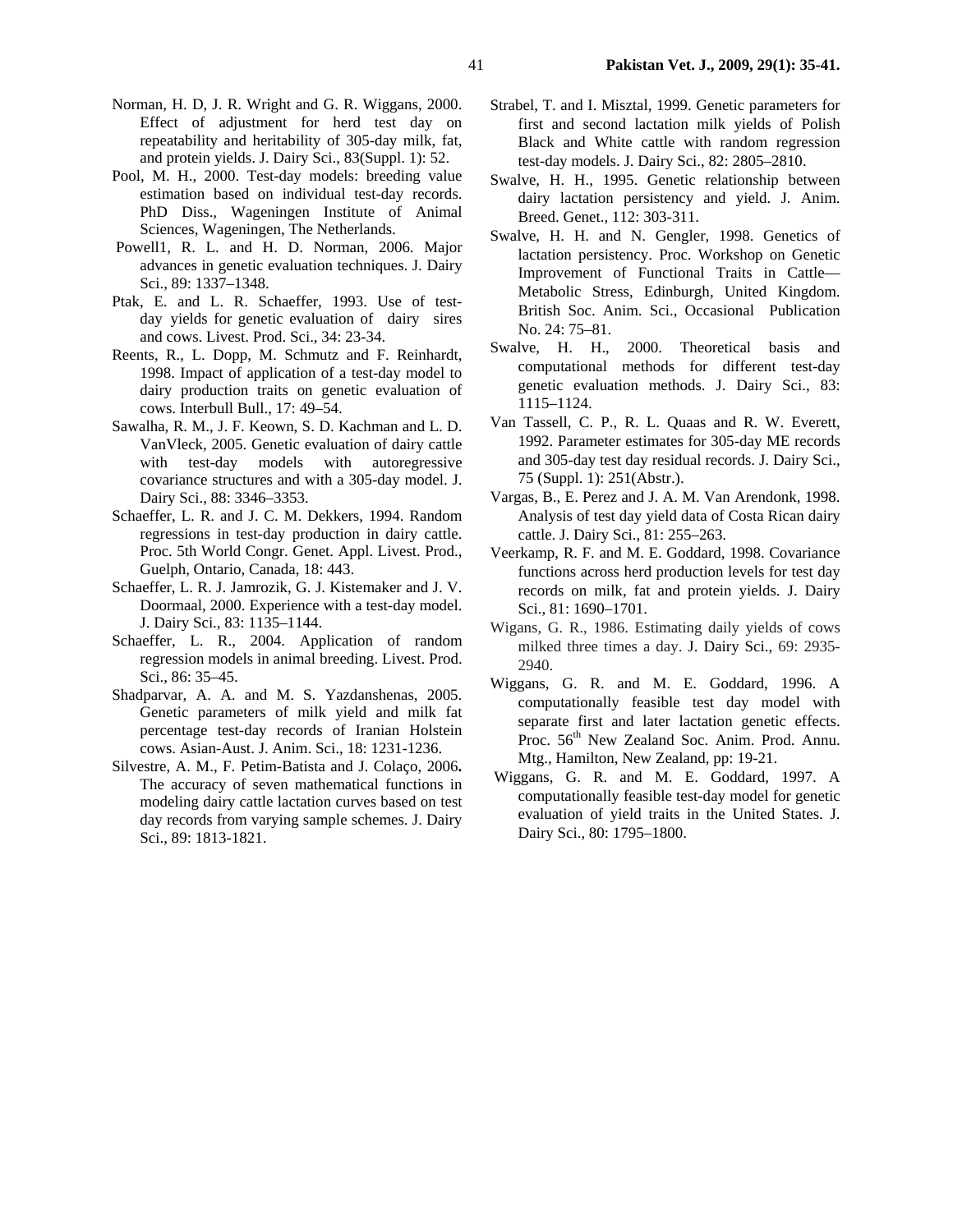Norman, H. D, J. R. Wright and G. R. Wiggans, 2000. Effect of adjustment for herd test day on repeatability and heritability of 305-day milk, fat, and protein yields. J. Dairy Sci., 83(Suppl. 1): 52.

Pool, M. H., 2000. Test-day models: breeding value estimation based on individual test-day records. PhD Diss., Wageningen Institute of Animal Sciences, Wageningen, The Netherlands.

Powell1, R. L. and H. D. Norman, 2006. Major advances in genetic evaluation techniques. J. Dairy Sci., 89: 1337–1348.

Ptak, E. and L. R. Schaeffer, 1993. Use of test-day yields for genetic evaluation of dairy sires and cows. Livest. Prod. Sci., 34: 23-34.

Reents, R., L. Dopp, M. Schmutz and F. Reinhardt, 1998. Impact of application of a test-day model to dairy production traits on genetic evaluation of cows. Interbull Bull., 17: 49–54.

Sawalha, R. M., J. F. Keown, S. D. Kachman and L. D. VanVleck, 2005. Genetic evaluation of dairy cattle with test-day models with autoregressive covariance structures and with a 305-day model. J. Dairy Sci., 88: 3346–3353.

Schaeffer, L. R. and J. C. M. Dekkers, 1994. Random regressions in test-day production in dairy cattle. Proc. 5th World Congr. Genet. Appl. Livest. Prod., Guelph, Ontario, Canada, 18: 443.

Schaeffer, L. R. J. Jamrozik, G. J. Kistemaker and J. V. Doormaal, 2000. Experience with a test-day model. J. Dairy Sci., 83: 1135–1144.

Schaeffer, L. R., 2004. Application of random regression models in animal breeding. Livest. Prod. Sci., 86: 35–45.

Shadparvar, A. A. and M. S. Yazdanshenas, 2005. Genetic parameters of milk yield and milk fat percentage test-day records of Iranian Holstein cows. Asian-Aust. J. Anim. Sci., 18: 1231-1236.

Silvestre, A. M., F. Petim-Batista and J. Colaço, 2006**.** The accuracy of seven mathematical functions in modeling dairy cattle lactation curves based on test day records from varying sample schemes. J. Dairy Sci., 89: 1813-1821.

Strabel, T. and I. Misztal, 1999. Genetic parameters for first and second lactation milk yields of Polish Black and White cattle with random regression test-day models. J. Dairy Sci., 82: 2805–2810.

Swalve, H. H., 1995. Genetic relationship between dairy lactation persistency and yield. J. Anim. Breed. Genet., 112: 303-311.

Swalve, H. H. and N. Gengler, 1998. Genetics of lactation persistency. Proc. Workshop on Genetic Improvement of Functional Traits in Cattle—Metabolic Stress, Edinburgh, United Kingdom. British Soc. Anim. Sci., Occasional Publication No. 24: 75–81.

Swalve, H. H., 2000. Theoretical basis and computational methods for different test-day genetic evaluation methods. J. Dairy Sci., 83: 1115–1124.

Van Tassell, C. P., R. L. Quaas and R. W. Everett, 1992. Parameter estimates for 305-day ME records and 305-day test day residual records. J. Dairy Sci., 75 (Suppl. 1): 251(Abstr.).

Vargas, B., E. Perez and J. A. M. Van Arendonk, 1998. Analysis of test day yield data of Costa Rican dairy cattle. J. Dairy Sci., 81: 255–263.

Veerkamp, R. F. and M. E. Goddard, 1998. Covariance functions across herd production levels for test day records on milk, fat and protein yields. J. Dairy Sci., 81: 1690–1701.

Wigans, G. R., 1986. Estimating daily yields of cows milked three times a day. J. Dairy Sci., 69: 2935-2940.

Wiggans, G. R. and M. E. Goddard, 1996. A computationally feasible test day model with separate first and later lactation genetic effects. Proc. 56th New Zealand Soc. Anim. Prod. Annu. Mtg., Hamilton, New Zealand, pp: 19-21.

Wiggans, G. R. and M. E. Goddard, 1997. A computationally feasible test-day model for genetic evaluation of yield traits in the United States. J. Dairy Sci., 80: 1795–1800.